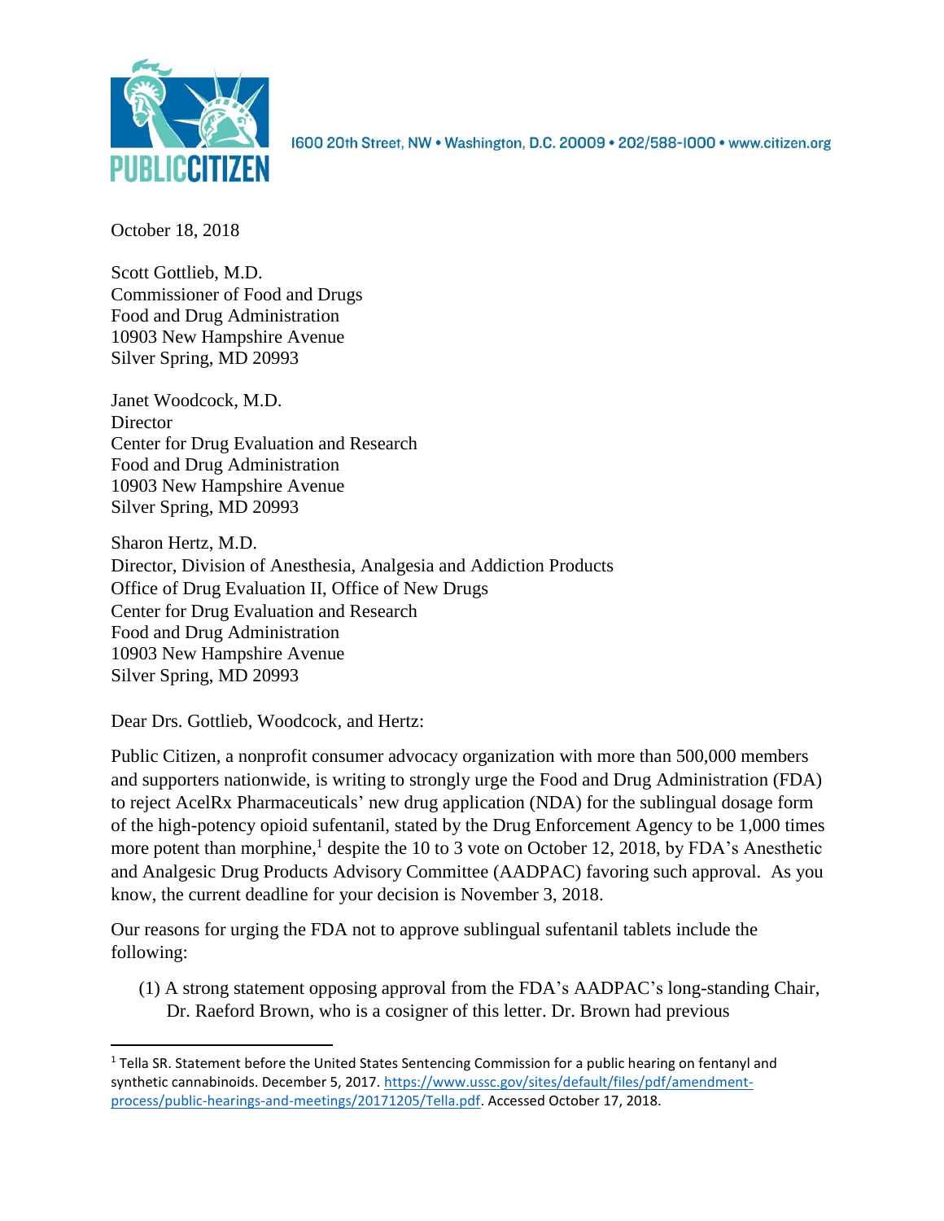PUBLIC CITIZEN

1600 20th Street, NW • Washington, D.C. 20009 • 202/588-1000 • www.citizen.org

October 18, 2018

Scott Gottlieb, M.D.
Commissioner of Food and Drugs
Food and Drug Administration
10903 New Hampshire Avenue
Silver Spring, MD 20993

Janet Woodcock, M.D.
Director
Center for Drug Evaluation and Research
Food and Drug Administration
10903 New Hampshire Avenue
Silver Spring, MD 20993

Sharon Hertz, M.D.
Director, Division of Anesthesia, Analgesia and Addiction Products
Office of Drug Evaluation II, Office of New Drugs
Center for Drug Evaluation and Research
Food and Drug Administration
10903 New Hampshire Avenue
Silver Spring, MD 20993

Dear Drs. Gottlieb, Woodcock, and Hertz:

Public Citizen, a nonprofit consumer advocacy organization with more than 500,000 members and supporters nationwide, is writing to strongly urge the Food and Drug Administration (FDA) to reject AcelRx Pharmaceuticals' new drug application (NDA) for the sublingual dosage form of the high-potency opioid sufentanil, stated by the Drug Enforcement Agency to be 1,000 times more potent than morphine,[1] despite the 10 to 3 vote on October 12, 2018, by FDA's Anesthetic and Analgesic Drug Products Advisory Committee (AADPAC) favoring such approval. As you know, the current deadline for your decision is November 3, 2018.

Our reasons for urging the FDA not to approve sublingual sufentanil tablets include the following:

(1) A strong statement opposing approval from the FDA's AADPAC's long-standing Chair, Dr. Raeford Brown, who is a cosigner of this letter. Dr. Brown had previous

---

[1] Tella SR. Statement before the United States Sentencing Commission for a public hearing on fentanyl and synthetic cannabinoids. December 5, 2017. https://www.ussc.gov/sites/default/files/pdf/amendment-process/public-hearings-and-meetings/20171205/Tella.pdf. Accessed October 17, 2018.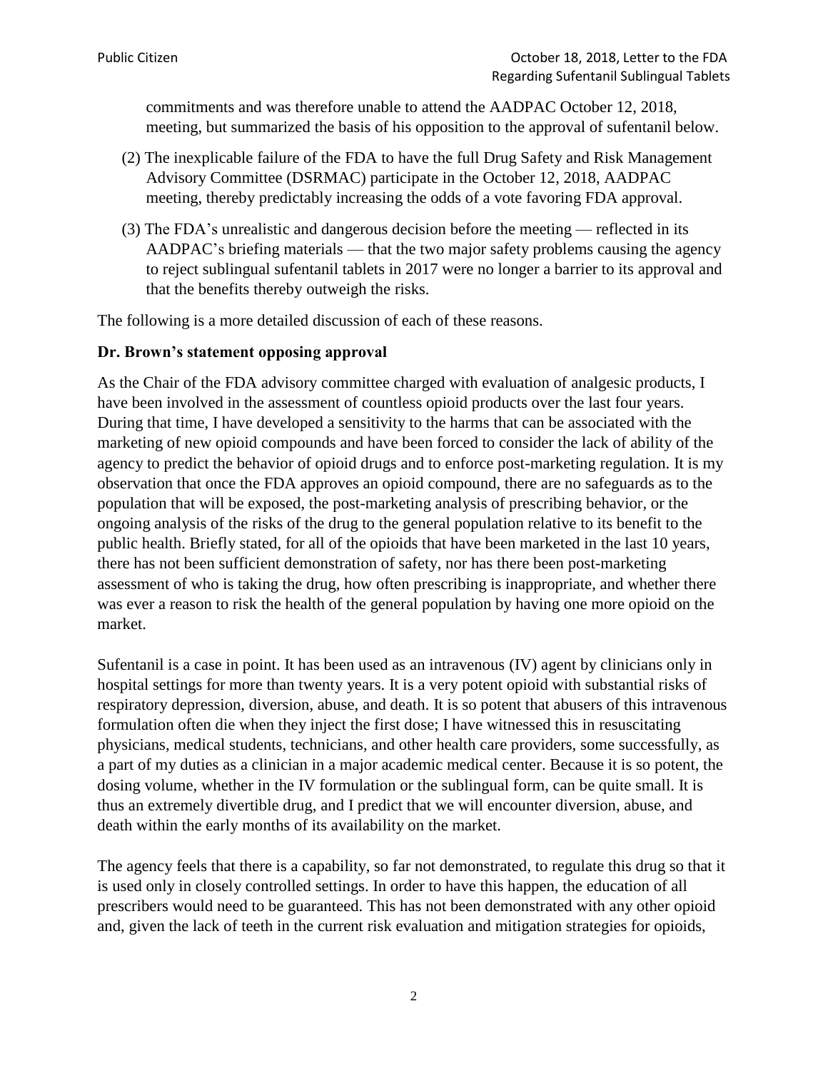commitments and was therefore unable to attend the AADPAC October 12, 2018, meeting, but summarized the basis of his opposition to the approval of sufentanil below.

(2) The inexplicable failure of the FDA to have the full Drug Safety and Risk Management Advisory Committee (DSRMAC) participate in the October 12, 2018, AADPAC meeting, thereby predictably increasing the odds of a vote favoring FDA approval.

(3) The FDA's unrealistic and dangerous decision before the meeting — reflected in its AADPAC's briefing materials — that the two major safety problems causing the agency to reject sublingual sufentanil tablets in 2017 were no longer a barrier to its approval and that the benefits thereby outweigh the risks.

The following is a more detailed discussion of each of these reasons.

**Dr. Brown's statement opposing approval**

As the Chair of the FDA advisory committee charged with evaluation of analgesic products, I have been involved in the assessment of countless opioid products over the last four years. During that time, I have developed a sensitivity to the harms that can be associated with the marketing of new opioid compounds and have been forced to consider the lack of ability of the agency to predict the behavior of opioid drugs and to enforce post-marketing regulation. It is my observation that once the FDA approves an opioid compound, there are no safeguards as to the population that will be exposed, the post-marketing analysis of prescribing behavior, or the ongoing analysis of the risks of the drug to the general population relative to its benefit to the public health. Briefly stated, for all of the opioids that have been marketed in the last 10 years, there has not been sufficient demonstration of safety, nor has there been post-marketing assessment of who is taking the drug, how often prescribing is inappropriate, and whether there was ever a reason to risk the health of the general population by having one more opioid on the market.

Sufentanil is a case in point. It has been used as an intravenous (IV) agent by clinicians only in hospital settings for more than twenty years. It is a very potent opioid with substantial risks of respiratory depression, diversion, abuse, and death. It is so potent that abusers of this intravenous formulation often die when they inject the first dose; I have witnessed this in resuscitating physicians, medical students, technicians, and other health care providers, some successfully, as a part of my duties as a clinician in a major academic medical center. Because it is so potent, the dosing volume, whether in the IV formulation or the sublingual form, can be quite small. It is thus an extremely divertible drug, and I predict that we will encounter diversion, abuse, and death within the early months of its availability on the market.

The agency feels that there is a capability, so far not demonstrated, to regulate this drug so that it is used only in closely controlled settings. In order to have this happen, the education of all prescribers would need to be guaranteed. This has not been demonstrated with any other opioid and, given the lack of teeth in the current risk evaluation and mitigation strategies for opioids,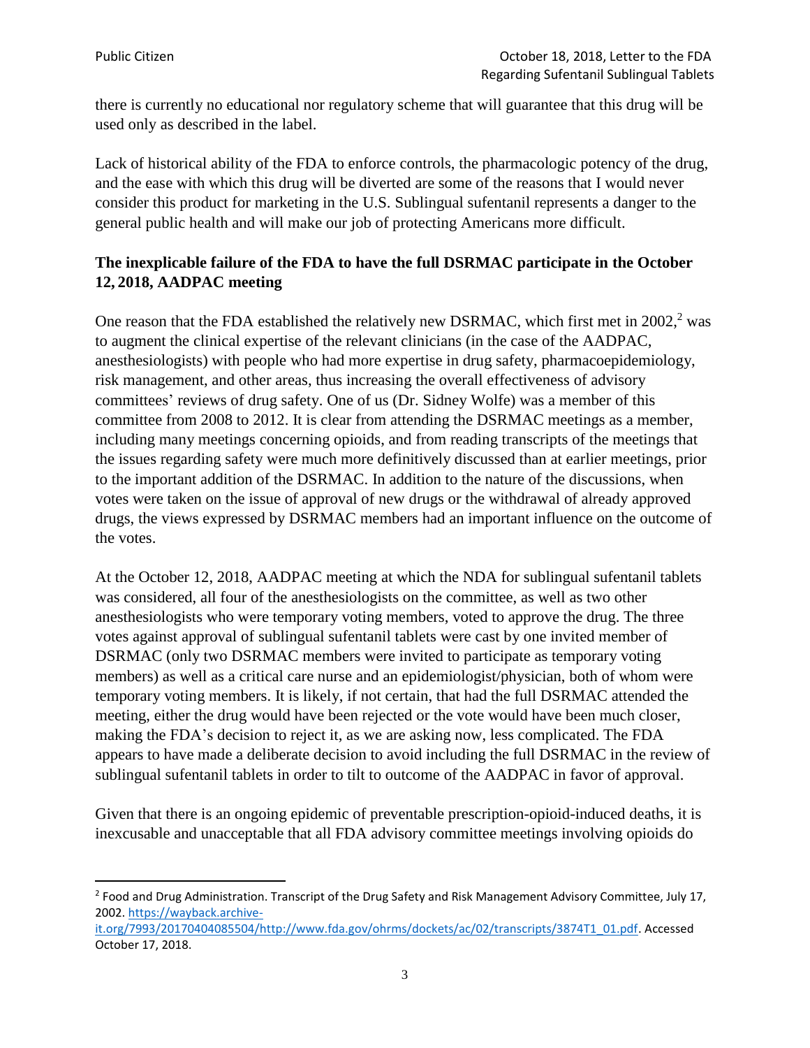there is currently no educational nor regulatory scheme that will guarantee that this drug will be used only as described in the label.

Lack of historical ability of the FDA to enforce controls, the pharmacologic potency of the drug, and the ease with which this drug will be diverted are some of the reasons that I would never consider this product for marketing in the U.S. Sublingual sufentanil represents a danger to the general public health and will make our job of protecting Americans more difficult.

**The inexplicable failure of the FDA to have the full DSRMAC participate in the October 12, 2018, AADPAC meeting**

One reason that the FDA established the relatively new DSRMAC, which first met in 2002,[2] was to augment the clinical expertise of the relevant clinicians (in the case of the AADPAC, anesthesiologists) with people who had more expertise in drug safety, pharmacoepidemiology, risk management, and other areas, thus increasing the overall effectiveness of advisory committees' reviews of drug safety. One of us (Dr. Sidney Wolfe) was a member of this committee from 2008 to 2012. It is clear from attending the DSRMAC meetings as a member, including many meetings concerning opioids, and from reading transcripts of the meetings that the issues regarding safety were much more definitively discussed than at earlier meetings, prior to the important addition of the DSRMAC. In addition to the nature of the discussions, when votes were taken on the issue of approval of new drugs or the withdrawal of already approved drugs, the views expressed by DSRMAC members had an important influence on the outcome of the votes.

At the October 12, 2018, AADPAC meeting at which the NDA for sublingual sufentanil tablets was considered, all four of the anesthesiologists on the committee, as well as two other anesthesiologists who were temporary voting members, voted to approve the drug. The three votes against approval of sublingual sufentanil tablets were cast by one invited member of DSRMAC (only two DSRMAC members were invited to participate as temporary voting members) as well as a critical care nurse and an epidemiologist/physician, both of whom were temporary voting members. It is likely, if not certain, that had the full DSRMAC attended the meeting, either the drug would have been rejected or the vote would have been much closer, making the FDA's decision to reject it, as we are asking now, less complicated. The FDA appears to have made a deliberate decision to avoid including the full DSRMAC in the review of sublingual sufentanil tablets in order to tilt to outcome of the AADPAC in favor of approval.

Given that there is an ongoing epidemic of preventable prescription-opioid-induced deaths, it is inexcusable and unacceptable that all FDA advisory committee meetings involving opioids do

---

[2] Food and Drug Administration. Transcript of the Drug Safety and Risk Management Advisory Committee, July 17, 2002. https://wayback.archive-it.org/7993/20170404085504/http://www.fda.gov/ohrms/dockets/ac/02/transcripts/3874T1_01.pdf. Accessed October 17, 2018.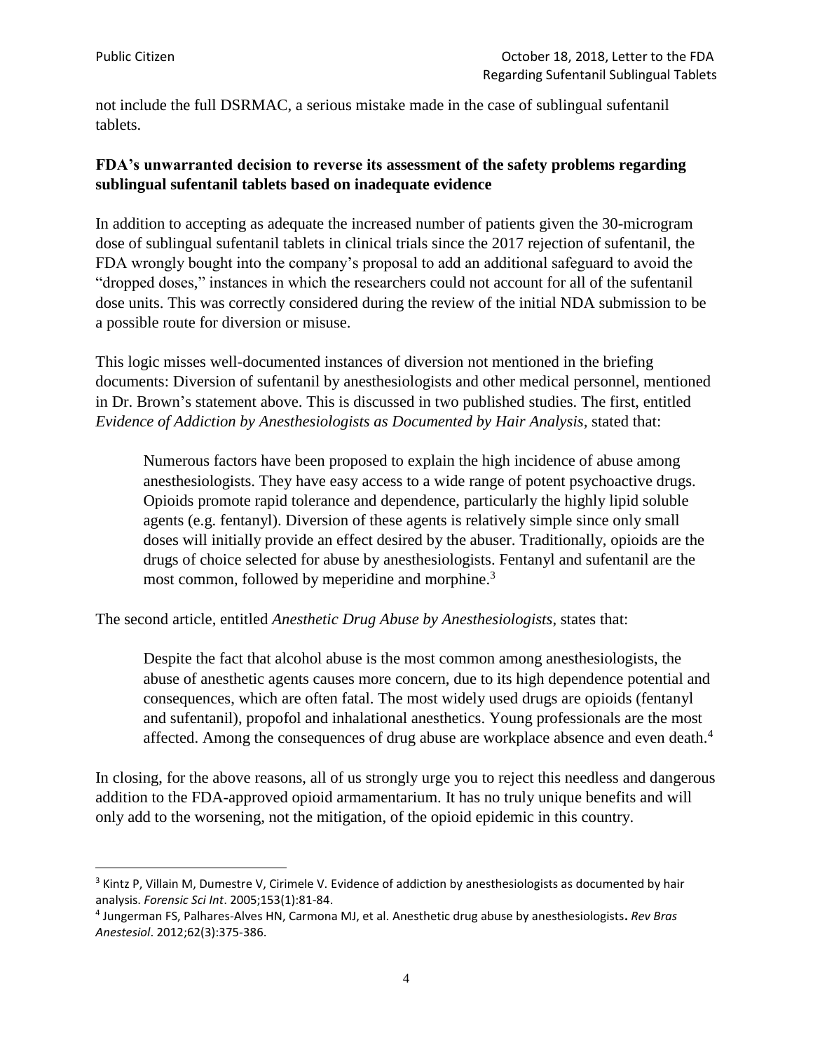not include the full DSRMAC, a serious mistake made in the case of sublingual sufentanil tablets.

**FDA's unwarranted decision to reverse its assessment of the safety problems regarding sublingual sufentanil tablets based on inadequate evidence**

In addition to accepting as adequate the increased number of patients given the 30-microgram dose of sublingual sufentanil tablets in clinical trials since the 2017 rejection of sufentanil, the FDA wrongly bought into the company's proposal to add an additional safeguard to avoid the "dropped doses," instances in which the researchers could not account for all of the sufentanil dose units. This was correctly considered during the review of the initial NDA submission to be a possible route for diversion or misuse.

This logic misses well-documented instances of diversion not mentioned in the briefing documents: Diversion of sufentanil by anesthesiologists and other medical personnel, mentioned in Dr. Brown's statement above. This is discussed in two published studies. The first, entitled *Evidence of Addiction by Anesthesiologists as Documented by Hair Analysis*, stated that:

> Numerous factors have been proposed to explain the high incidence of abuse among anesthesiologists. They have easy access to a wide range of potent psychoactive drugs. Opioids promote rapid tolerance and dependence, particularly the highly lipid soluble agents (e.g. fentanyl). Diversion of these agents is relatively simple since only small doses will initially provide an effect desired by the abuser. Traditionally, opioids are the drugs of choice selected for abuse by anesthesiologists. Fentanyl and sufentanil are the most common, followed by meperidine and morphine.[3]

The second article, entitled *Anesthetic Drug Abuse by Anesthesiologists*, states that:

> Despite the fact that alcohol abuse is the most common among anesthesiologists, the abuse of anesthetic agents causes more concern, due to its high dependence potential and consequences, which are often fatal. The most widely used drugs are opioids (fentanyl and sufentanil), propofol and inhalational anesthetics. Young professionals are the most affected. Among the consequences of drug abuse are workplace absence and even death.[4]

In closing, for the above reasons, all of us strongly urge you to reject this needless and dangerous addition to the FDA-approved opioid armamentarium. It has no truly unique benefits and will only add to the worsening, not the mitigation, of the opioid epidemic in this country.

---

[3] Kintz P, Villain M, Dumestre V, Cirimele V. Evidence of addiction by anesthesiologists as documented by hair analysis. *Forensic Sci Int*. 2005;153(1):81-84.

[4] Jungerman FS, Palhares-Alves HN, Carmona MJ, et al. Anesthetic drug abuse by anesthesiologists**.** *Rev Bras Anestesiol*. 2012;62(3):375-386.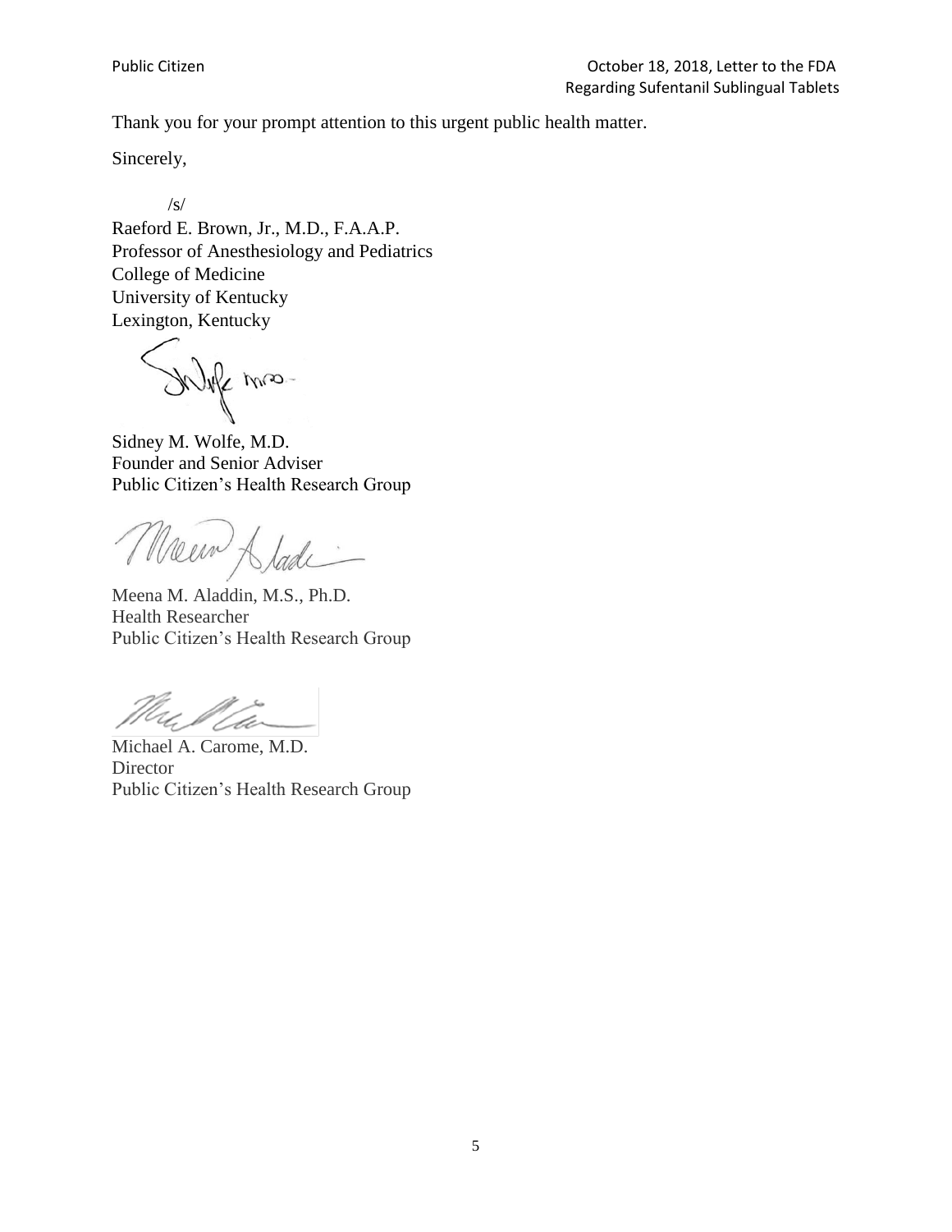Thank you for your prompt attention to this urgent public health matter.

Sincerely,

/s/

Raeford E. Brown, Jr., M.D., F.A.A.P.
Professor of Anesthesiology and Pediatrics
College of Medicine
University of Kentucky
Lexington, Kentucky

Sidney M. Wolfe, M.D.
Founder and Senior Adviser
Public Citizen's Health Research Group

Meena M. Aladdin, M.S., Ph.D.
Health Researcher
Public Citizen's Health Research Group

Michael A. Carome, M.D.
Director
Public Citizen's Health Research Group